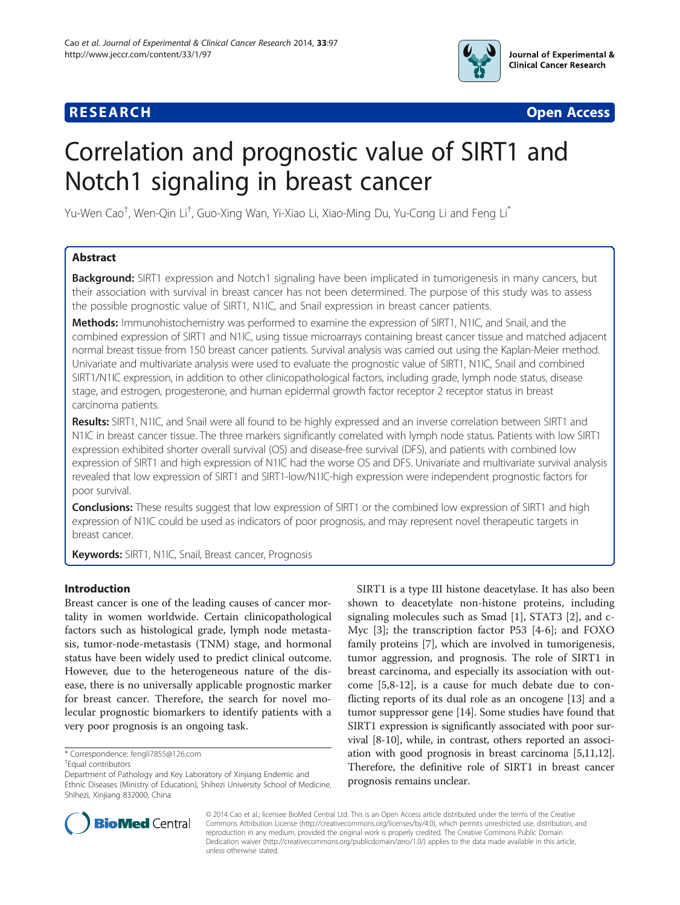RESEARCH Open Access

# Correlation and prognostic value of SIRT1 and Notch1 signaling in breast cancer

Yu-Wen Cao[†], Wen-Qin Li[†], Guo-Xing Wan, Yi-Xiao Li, Xiao-Ming Du, Yu-Cong Li and Feng Li[*]

## Abstract

**Background:** SIRT1 expression and Notch1 signaling have been implicated in tumorigenesis in many cancers, but their association with survival in breast cancer has not been determined. The purpose of this study was to assess the possible prognostic value of SIRT1, N1IC, and Snail expression in breast cancer patients.

**Methods:** Immunohistochemistry was performed to examine the expression of SIRT1, N1IC, and Snail, and the combined expression of SIRT1 and N1IC, using tissue microarrays containing breast cancer tissue and matched adjacent normal breast tissue from 150 breast cancer patients. Survival analysis was carried out using the Kaplan-Meier method. Univariate and multivariate analysis were used to evaluate the prognostic value of SIRT1, N1IC, Snail and combined SIRT1/N1IC expression, in addition to other clinicopathological factors, including grade, lymph node status, disease stage, and estrogen, progesterone, and human epidermal growth factor receptor 2 receptor status in breast carcinoma patients.

**Results:** SIRT1, N1IC, and Snail were all found to be highly expressed and an inverse correlation between SIRT1 and N1IC in breast cancer tissue. The three markers significantly correlated with lymph node status. Patients with low SIRT1 expression exhibited shorter overall survival (OS) and disease-free survival (DFS), and patients with combined low expression of SIRT1 and high expression of N1IC had the worse OS and DFS. Univariate and multivariate survival analysis revealed that low expression of SIRT1 and SIRT1-low/N1IC-high expression were independent prognostic factors for poor survival.

**Conclusions:** These results suggest that low expression of SIRT1 or the combined low expression of SIRT1 and high expression of N1IC could be used as indicators of poor prognosis, and may represent novel therapeutic targets in breast cancer.

**Keywords:** SIRT1, N1IC, Snail, Breast cancer, Prognosis

## Introduction

Breast cancer is one of the leading causes of cancer mortality in women worldwide. Certain clinicopathological factors such as histological grade, lymph node metastasis, tumor-node-metastasis (TNM) stage, and hormonal status have been widely used to predict clinical outcome. However, due to the heterogeneous nature of the disease, there is no universally applicable prognostic marker for breast cancer. Therefore, the search for novel molecular prognostic biomarkers to identify patients with a very poor prognosis is an ongoing task.

SIRT1 is a type III histone deacetylase. It has also been shown to deacetylate non-histone proteins, including signaling molecules such as Smad [1], STAT3 [2], and c-Myc [3]; the transcription factor P53 [4-6]; and FOXO family proteins [7], which are involved in tumorigenesis, tumor aggression, and prognosis. The role of SIRT1 in breast carcinoma, and especially its association with outcome [5,8-12], is a cause for much debate due to conflicting reports of its dual role as an oncogene [13] and a tumor suppressor gene [14]. Some studies have found that SIRT1 expression is significantly associated with poor survival [8-10], while, in contrast, others reported an association with good prognosis in breast carcinoma [5,11,12]. Therefore, the definitive role of SIRT1 in breast cancer prognosis remains unclear.

* Correspondence: fengli7855@126.com
[†]Equal contributors
Department of Pathology and Key Laboratory of Xinjiang Endemic and Ethnic Diseases (Ministry of Education), Shihezi University School of Medicine, Shihezi, Xinjiang 832000, China

© 2014 Cao et al.; licensee BioMed Central Ltd. This is an Open Access article distributed under the terms of the Creative Commons Attribution License (http://creativecommons.org/licenses/by/4.0), which permits unrestricted use, distribution, and reproduction in any medium, provided the original work is properly credited. The Creative Commons Public Domain Dedication waiver (http://creativecommons.org/publicdomain/zero/1.0/) applies to the data made available in this article, unless otherwise stated.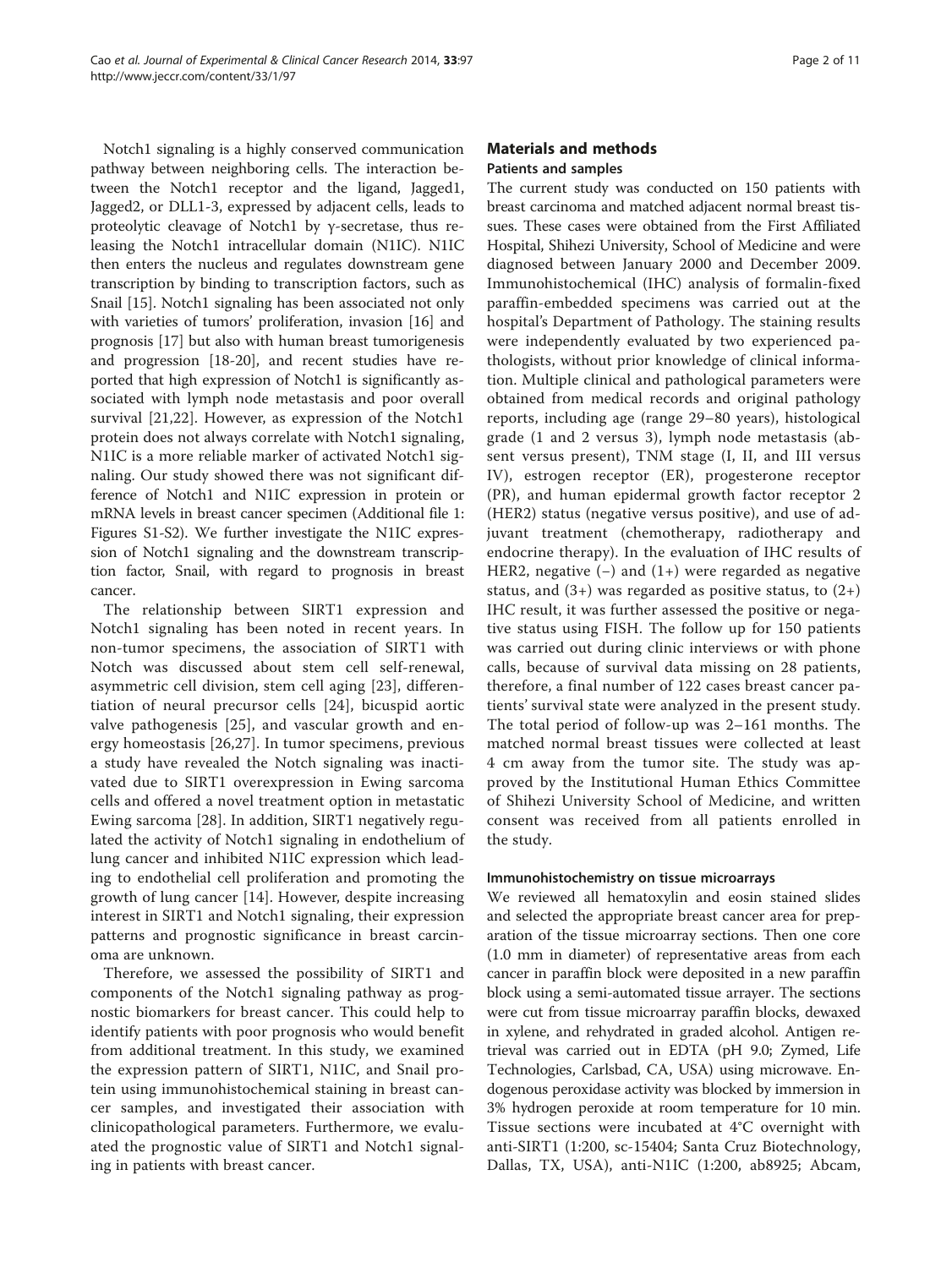Notch1 signaling is a highly conserved communication pathway between neighboring cells. The interaction between the Notch1 receptor and the ligand, Jagged1, Jagged2, or DLL1-3, expressed by adjacent cells, leads to proteolytic cleavage of Notch1 by γ-secretase, thus releasing the Notch1 intracellular domain (N1IC). N1IC then enters the nucleus and regulates downstream gene transcription by binding to transcription factors, such as Snail [15]. Notch1 signaling has been associated not only with varieties of tumors' proliferation, invasion [16] and prognosis [17] but also with human breast tumorigenesis and progression [18-20], and recent studies have reported that high expression of Notch1 is significantly associated with lymph node metastasis and poor overall survival [21,22]. However, as expression of the Notch1 protein does not always correlate with Notch1 signaling, N1IC is a more reliable marker of activated Notch1 signaling. Our study showed there was not significant difference of Notch1 and N1IC expression in protein or mRNA levels in breast cancer specimen (Additional file 1: Figures S1-S2). We further investigate the N1IC expression of Notch1 signaling and the downstream transcription factor, Snail, with regard to prognosis in breast cancer.

The relationship between SIRT1 expression and Notch1 signaling has been noted in recent years. In non-tumor specimens, the association of SIRT1 with Notch was discussed about stem cell self-renewal, asymmetric cell division, stem cell aging [23], differentiation of neural precursor cells [24], bicuspid aortic valve pathogenesis [25], and vascular growth and energy homeostasis [26,27]. In tumor specimens, previous a study have revealed the Notch signaling was inactivated due to SIRT1 overexpression in Ewing sarcoma cells and offered a novel treatment option in metastatic Ewing sarcoma [28]. In addition, SIRT1 negatively regulated the activity of Notch1 signaling in endothelium of lung cancer and inhibited N1IC expression which leading to endothelial cell proliferation and promoting the growth of lung cancer [14]. However, despite increasing interest in SIRT1 and Notch1 signaling, their expression patterns and prognostic significance in breast carcinoma are unknown.

Therefore, we assessed the possibility of SIRT1 and components of the Notch1 signaling pathway as prognostic biomarkers for breast cancer. This could help to identify patients with poor prognosis who would benefit from additional treatment. In this study, we examined the expression pattern of SIRT1, N1IC, and Snail protein using immunohistochemical staining in breast cancer samples, and investigated their association with clinicopathological parameters. Furthermore, we evaluated the prognostic value of SIRT1 and Notch1 signaling in patients with breast cancer.

## Materials and methods

### Patients and samples

The current study was conducted on 150 patients with breast carcinoma and matched adjacent normal breast tissues. These cases were obtained from the First Affiliated Hospital, Shihezi University, School of Medicine and were diagnosed between January 2000 and December 2009. Immunohistochemical (IHC) analysis of formalin-fixed paraffin-embedded specimens was carried out at the hospital's Department of Pathology. The staining results were independently evaluated by two experienced pathologists, without prior knowledge of clinical information. Multiple clinical and pathological parameters were obtained from medical records and original pathology reports, including age (range 29–80 years), histological grade (1 and 2 versus 3), lymph node metastasis (absent versus present), TNM stage (I, II, and III versus IV), estrogen receptor (ER), progesterone receptor (PR), and human epidermal growth factor receptor 2 (HER2) status (negative versus positive), and use of adjuvant treatment (chemotherapy, radiotherapy and endocrine therapy). In the evaluation of IHC results of HER2, negative (−) and (1+) were regarded as negative status, and (3+) was regarded as positive status, to (2+) IHC result, it was further assessed the positive or negative status using FISH. The follow up for 150 patients was carried out during clinic interviews or with phone calls, because of survival data missing on 28 patients, therefore, a final number of 122 cases breast cancer patients' survival state were analyzed in the present study. The total period of follow-up was 2–161 months. The matched normal breast tissues were collected at least 4 cm away from the tumor site. The study was approved by the Institutional Human Ethics Committee of Shihezi University School of Medicine, and written consent was received from all patients enrolled in the study.

### Immunohistochemistry on tissue microarrays

We reviewed all hematoxylin and eosin stained slides and selected the appropriate breast cancer area for preparation of the tissue microarray sections. Then one core (1.0 mm in diameter) of representative areas from each cancer in paraffin block were deposited in a new paraffin block using a semi-automated tissue arrayer. The sections were cut from tissue microarray paraffin blocks, dewaxed in xylene, and rehydrated in graded alcohol. Antigen retrieval was carried out in EDTA (pH 9.0; Zymed, Life Technologies, Carlsbad, CA, USA) using microwave. Endogenous peroxidase activity was blocked by immersion in 3% hydrogen peroxide at room temperature for 10 min. Tissue sections were incubated at 4°C overnight with anti-SIRT1 (1:200, sc-15404; Santa Cruz Biotechnology, Dallas, TX, USA), anti-N1IC (1:200, ab8925; Abcam,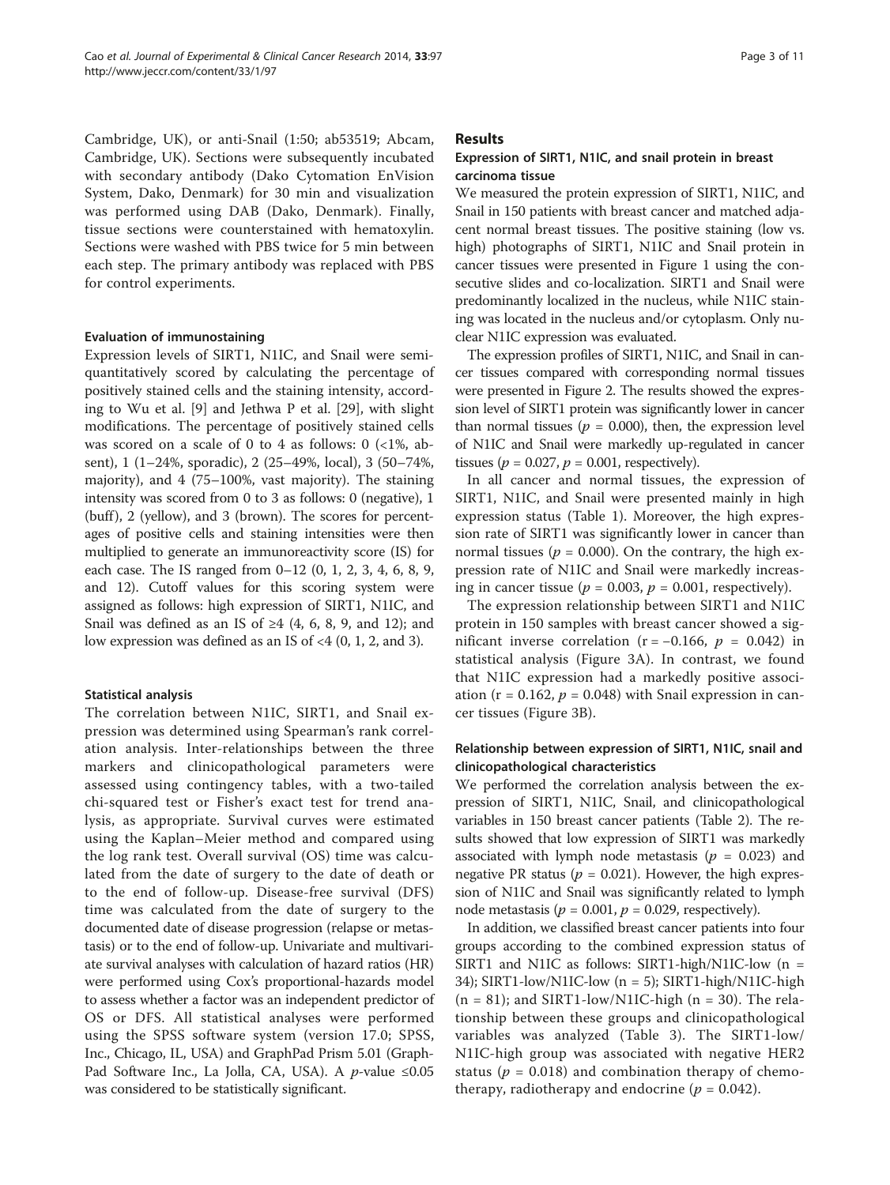Cambridge, UK), or anti-Snail (1:50; ab53519; Abcam, Cambridge, UK). Sections were subsequently incubated with secondary antibody (Dako Cytomation EnVision System, Dako, Denmark) for 30 min and visualization was performed using DAB (Dako, Denmark). Finally, tissue sections were counterstained with hematoxylin. Sections were washed with PBS twice for 5 min between each step. The primary antibody was replaced with PBS for control experiments.

#### Evaluation of immunostaining

Expression levels of SIRT1, N1IC, and Snail were semi-quantitatively scored by calculating the percentage of positively stained cells and the staining intensity, according to Wu et al. [9] and Jethwa P et al. [29], with slight modifications. The percentage of positively stained cells was scored on a scale of 0 to 4 as follows: 0 (<1%, absent), 1 (1–24%, sporadic), 2 (25–49%, local), 3 (50–74%, majority), and 4 (75–100%, vast majority). The staining intensity was scored from 0 to 3 as follows: 0 (negative), 1 (buff), 2 (yellow), and 3 (brown). The scores for percentages of positive cells and staining intensities were then multiplied to generate an immunoreactivity score (IS) for each case. The IS ranged from 0–12 (0, 1, 2, 3, 4, 6, 8, 9, and 12). Cutoff values for this scoring system were assigned as follows: high expression of SIRT1, N1IC, and Snail was defined as an IS of ≥4 (4, 6, 8, 9, and 12); and low expression was defined as an IS of <4 (0, 1, 2, and 3).

#### Statistical analysis

The correlation between N1IC, SIRT1, and Snail expression was determined using Spearman's rank correlation analysis. Inter-relationships between the three markers and clinicopathological parameters were assessed using contingency tables, with a two-tailed chi-squared test or Fisher's exact test for trend analysis, as appropriate. Survival curves were estimated using the Kaplan–Meier method and compared using the log rank test. Overall survival (OS) time was calculated from the date of surgery to the date of death or to the end of follow-up. Disease-free survival (DFS) time was calculated from the date of surgery to the documented date of disease progression (relapse or metastasis) or to the end of follow-up. Univariate and multivariate survival analyses with calculation of hazard ratios (HR) were performed using Cox's proportional-hazards model to assess whether a factor was an independent predictor of OS or DFS. All statistical analyses were performed using the SPSS software system (version 17.0; SPSS, Inc., Chicago, IL, USA) and GraphPad Prism 5.01 (GraphPad Software Inc., La Jolla, CA, USA). A $p$-value ≤0.05 was considered to be statistically significant.

## Results

### Expression of SIRT1, N1IC, and snail protein in breast carcinoma tissue

We measured the protein expression of SIRT1, N1IC, and Snail in 150 patients with breast cancer and matched adjacent normal breast tissues. The positive staining (low vs. high) photographs of SIRT1, N1IC and Snail protein in cancer tissues were presented in Figure 1 using the consecutive slides and co-localization. SIRT1 and Snail were predominantly localized in the nucleus, while N1IC staining was located in the nucleus and/or cytoplasm. Only nuclear N1IC expression was evaluated.

The expression profiles of SIRT1, N1IC, and Snail in cancer tissues compared with corresponding normal tissues were presented in Figure 2. The results showed the expression level of SIRT1 protein was significantly lower in cancer than normal tissues ($p$ = 0.000), then, the expression level of N1IC and Snail were markedly up-regulated in cancer tissues ($p$ = 0.027, $p$ = 0.001, respectively).

In all cancer and normal tissues, the expression of SIRT1, N1IC, and Snail were presented mainly in high expression status (Table 1). Moreover, the high expression rate of SIRT1 was significantly lower in cancer than normal tissues ($p$ = 0.000). On the contrary, the high expression rate of N1IC and Snail were markedly increasing in cancer tissue ($p$ = 0.003, $p$ = 0.001, respectively).

The expression relationship between SIRT1 and N1IC protein in 150 samples with breast cancer showed a significant inverse correlation (r = −0.166, $p$ = 0.042) in statistical analysis (Figure 3A). In contrast, we found that N1IC expression had a markedly positive association (r = 0.162, $p$ = 0.048) with Snail expression in cancer tissues (Figure 3B).

### Relationship between expression of SIRT1, N1IC, snail and clinicopathological characteristics

We performed the correlation analysis between the expression of SIRT1, N1IC, Snail, and clinicopathological variables in 150 breast cancer patients (Table 2). The results showed that low expression of SIRT1 was markedly associated with lymph node metastasis ($p$ = 0.023) and negative PR status ($p$ = 0.021). However, the high expression of N1IC and Snail was significantly related to lymph node metastasis ($p$ = 0.001, $p$ = 0.029, respectively).

In addition, we classified breast cancer patients into four groups according to the combined expression status of SIRT1 and N1IC as follows: SIRT1-high/N1IC-low (n = 34); SIRT1-low/N1IC-low (n = 5); SIRT1-high/N1IC-high (n = 81); and SIRT1-low/N1IC-high (n = 30). The relationship between these groups and clinicopathological variables was analyzed (Table 3). The SIRT1-low/N1IC-high group was associated with negative HER2 status ($p$ = 0.018) and combination therapy of chemotherapy, radiotherapy and endocrine ($p$ = 0.042).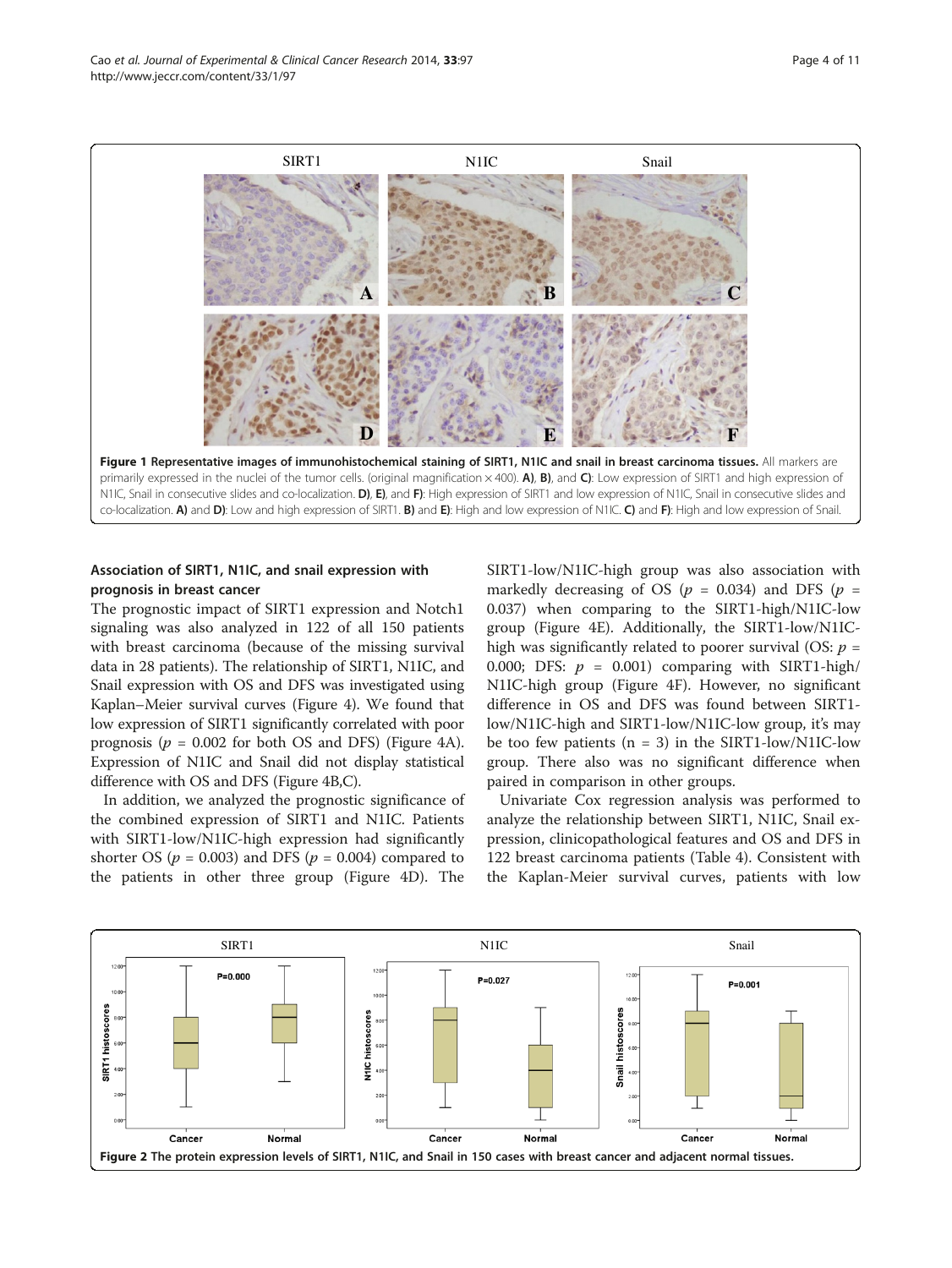SIRT1 N1IC Snail

Figure 1 Representative images of immunohistochemical staining of SIRT1, N1IC and snail in breast carcinoma tissues. All markers are primarily expressed in the nuclei of the tumor cells. (original magnification × 400). A), B), and C): Low expression of SIRT1 and high expression of N1IC, Snail in consecutive slides and co-localization. D), E), and F): High expression of SIRT1 and low expression of N1IC, Snail in consecutive slides and co-localization. A) and D): Low and high expression of SIRT1. B) and E): High and low expression of N1IC. C) and F): High and low expression of Snail.

### Association of SIRT1, N1IC, and snail expression with prognosis in breast cancer

The prognostic impact of SIRT1 expression and Notch1 signaling was also analyzed in 122 of all 150 patients with breast carcinoma (because of the missing survival data in 28 patients). The relationship of SIRT1, N1IC, and Snail expression with OS and DFS was investigated using Kaplan–Meier survival curves (Figure 4). We found that low expression of SIRT1 significantly correlated with poor prognosis ($p$ = 0.002 for both OS and DFS) (Figure 4A). Expression of N1IC and Snail did not display statistical difference with OS and DFS (Figure 4B,C).

In addition, we analyzed the prognostic significance of the combined expression of SIRT1 and N1IC. Patients with SIRT1-low/N1IC-high expression had significantly shorter OS ($p$ = 0.003) and DFS ($p$ = 0.004) compared to the patients in other three group (Figure 4D). The SIRT1-low/N1IC-high group was also association with markedly decreasing of OS ($p$ = 0.034) and DFS ($p$ = 0.037) when comparing to the SIRT1-high/N1IC-low group (Figure 4E). Additionally, the SIRT1-low/N1IC-high was significantly related to poorer survival (OS: $p$ = 0.000; DFS: $p$ = 0.001) comparing with SIRT1-high/N1IC-high group (Figure 4F). However, no significant difference in OS and DFS was found between SIRT1-low/N1IC-high and SIRT1-low/N1IC-low group, it's may be too few patients (n = 3) in the SIRT1-low/N1IC-low group. There also was no significant difference when paired in comparison in other groups.

Univariate Cox regression analysis was performed to analyze the relationship between SIRT1, N1IC, Snail expression, clinicopathological features and OS and DFS in 122 breast carcinoma patients (Table 4). Consistent with the Kaplan-Meier survival curves, patients with low

Figure 2 The protein expression levels of SIRT1, N1IC, and Snail in 150 cases with breast cancer and adjacent normal tissues.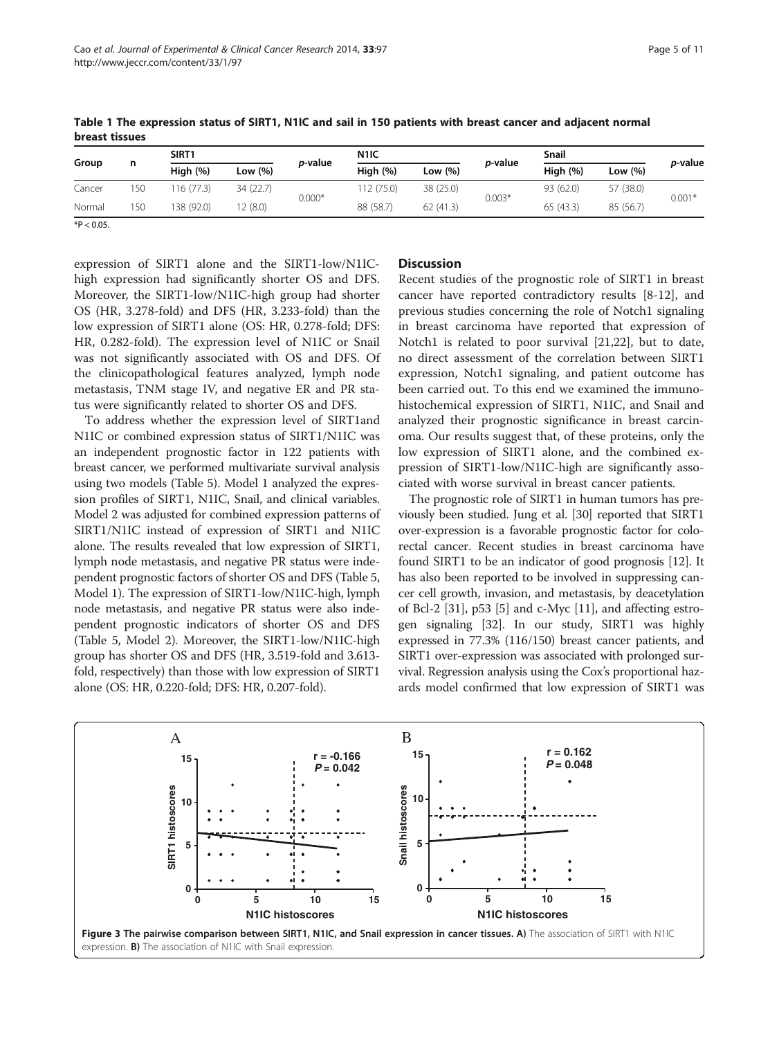**Table 1 The expression status of SIRT1, N1IC and sail in 150 patients with breast cancer and adjacent normal breast tissues**

| Group | n | SIRT1 | | *p*-value | N1IC | | *p*-value | Snail | | *p*-value |
|---|---|---|---|---|---|---|---|---|---|---|
| | | High (%) | Low (%) | | High (%) | Low (%) | | High (%) | Low (%) | |
| Cancer | 150 | 116 (77.3) | 34 (22.7) | 0.000* | 112 (75.0) | 38 (25.0) | 0.003* | 93 (62.0) | 57 (38.0) | 0.001* |
| Normal | 150 | 138 (92.0) | 12 (8.0) | | 88 (58.7) | 62 (41.3) | | 65 (43.3) | 85 (56.7) | |

$^*P < 0.05$.

expression of SIRT1 alone and the SIRT1-low/N1IC-high expression had significantly shorter OS and DFS. Moreover, the SIRT1-low/N1IC-high group had shorter OS (HR, 3.278-fold) and DFS (HR, 3.233-fold) than the low expression of SIRT1 alone (OS: HR, 0.278-fold; DFS: HR, 0.282-fold). The expression level of N1IC or Snail was not significantly associated with OS and DFS. Of the clinicopathological features analyzed, lymph node metastasis, TNM stage IV, and negative ER and PR status were significantly related to shorter OS and DFS.

To address whether the expression level of SIRT1and N1IC or combined expression status of SIRT1/N1IC was an independent prognostic factor in 122 patients with breast cancer, we performed multivariate survival analysis using two models (Table 5). Model 1 analyzed the expression profiles of SIRT1, N1IC, Snail, and clinical variables. Model 2 was adjusted for combined expression patterns of SIRT1/N1IC instead of expression of SIRT1 and N1IC alone. The results revealed that low expression of SIRT1, lymph node metastasis, and negative PR status were independent prognostic factors of shorter OS and DFS (Table 5, Model 1). The expression of SIRT1-low/N1IC-high, lymph node metastasis, and negative PR status were also independent prognostic indicators of shorter OS and DFS (Table 5, Model 2). Moreover, the SIRT1-low/N1IC-high group has shorter OS and DFS (HR, 3.519-fold and 3.613-fold, respectively) than those with low expression of SIRT1 alone (OS: HR, 0.220-fold; DFS: HR, 0.207-fold).

## Discussion

Recent studies of the prognostic role of SIRT1 in breast cancer have reported contradictory results [8-12], and previous studies concerning the role of Notch1 signaling in breast carcinoma have reported that expression of Notch1 is related to poor survival [21,22], but to date, no direct assessment of the correlation between SIRT1 expression, Notch1 signaling, and patient outcome has been carried out. To this end we examined the immunohistochemical expression of SIRT1, N1IC, and Snail and analyzed their prognostic significance in breast carcinoma. Our results suggest that, of these proteins, only the low expression of SIRT1 alone, and the combined expression of SIRT1-low/N1IC-high are significantly associated with worse survival in breast cancer patients.

The prognostic role of SIRT1 in human tumors has previously been studied. Jung et al. [30] reported that SIRT1 over-expression is a favorable prognostic factor for colorectal cancer. Recent studies in breast carcinoma have found SIRT1 to be an indicator of good prognosis [12]. It has also been reported to be involved in suppressing cancer cell growth, invasion, and metastasis, by deacetylation of Bcl-2 [31], p53 [5] and c-Myc [11], and affecting estrogen signaling [32]. In our study, SIRT1 was highly expressed in 77.3% (116/150) breast cancer patients, and SIRT1 over-expression was associated with prolonged survival. Regression analysis using the Cox's proportional hazards model confirmed that low expression of SIRT1 was

**Figure 3 The pairwise comparison between SIRT1, N1IC, and Snail expression in cancer tissues. A)** The association of SIRT1 with N1IC expression. **B)** The association of N1IC with Snail expression.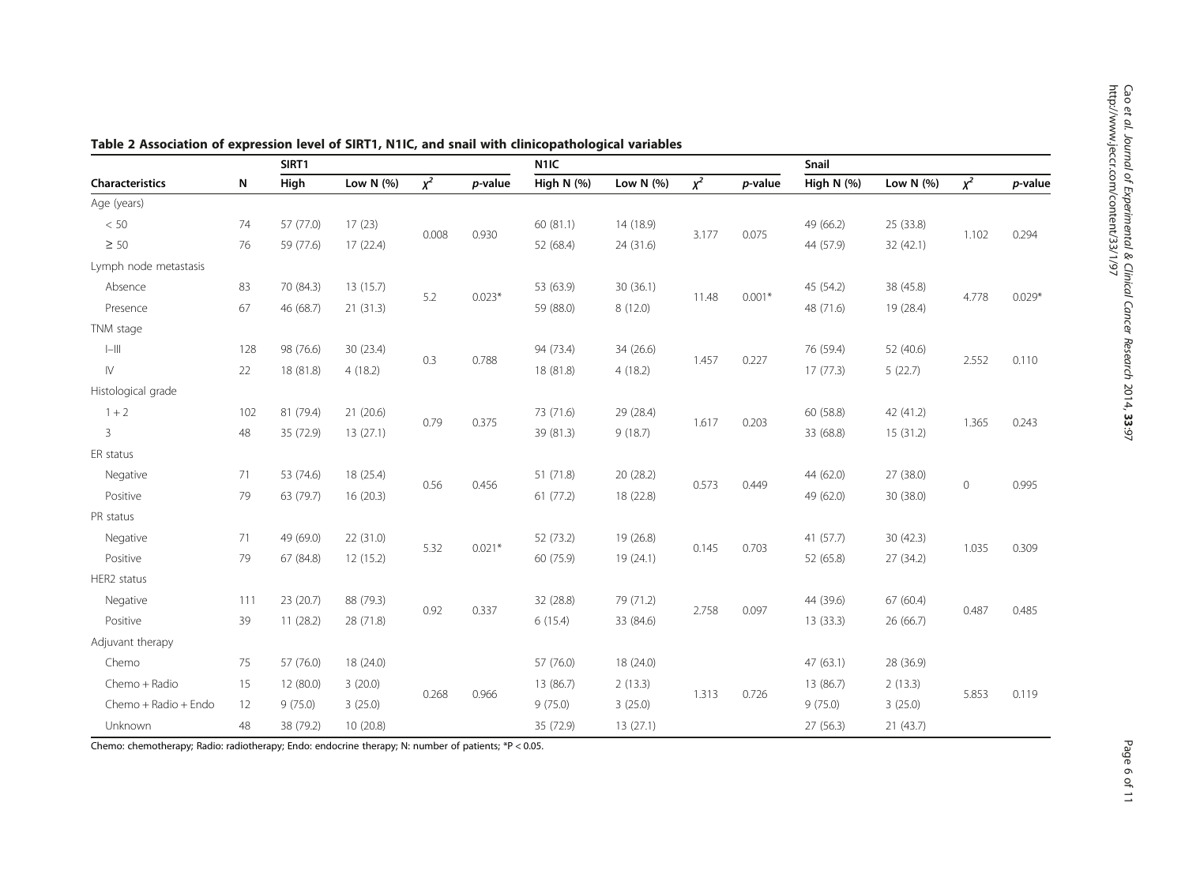**Table 2 Association of expression level of SIRT1, N1IC, and snail with clinicopathological variables**

| Characteristics | N | SIRT1 | | | | N1IC | | | | Snail | | | |
|---|---|---|---|---|---|---|---|---|---|---|---|---|---|
| | | High | Low N (%) | $\chi^2$ | *p*-value | High N (%) | Low N (%) | $\chi^2$ | *p*-value | High N (%) | Low N (%) | $\chi^2$ | *p*-value |
| Age (years) | | | | | | | | | | | | | |
| < 50 | 74 | 57 (77.0) | 17 (23) | 0.008 | 0.930 | 60 (81.1) | 14 (18.9) | 3.177 | 0.075 | 49 (66.2) | 25 (33.8) | 1.102 | 0.294 |
| ≥ 50 | 76 | 59 (77.6) | 17 (22.4) | | | 52 (68.4) | 24 (31.6) | | | 44 (57.9) | 32 (42.1) | | |
| Lymph node metastasis | | | | | | | | | | | | | |
| Absence | 83 | 70 (84.3) | 13 (15.7) | 5.2 | 0.023* | 53 (63.9) | 30 (36.1) | 11.48 | 0.001* | 45 (54.2) | 38 (45.8) | 4.778 | 0.029* |
| Presence | 67 | 46 (68.7) | 21 (31.3) | | | 59 (88.0) | 8 (12.0) | | | 48 (71.6) | 19 (28.4) | | |
| TNM stage | | | | | | | | | | | | | |
| I–III | 128 | 98 (76.6) | 30 (23.4) | 0.3 | 0.788 | 94 (73.4) | 34 (26.6) | 1.457 | 0.227 | 76 (59.4) | 52 (40.6) | 2.552 | 0.110 |
| IV | 22 | 18 (81.8) | 4 (18.2) | | | 18 (81.8) | 4 (18.2) | | | 17 (77.3) | 5 (22.7) | | |
| Histological grade | | | | | | | | | | | | | |
| 1 + 2 | 102 | 81 (79.4) | 21 (20.6) | 0.79 | 0.375 | 73 (71.6) | 29 (28.4) | 1.617 | 0.203 | 60 (58.8) | 42 (41.2) | 1.365 | 0.243 |
| 3 | 48 | 35 (72.9) | 13 (27.1) | | | 39 (81.3) | 9 (18.7) | | | 33 (68.8) | 15 (31.2) | | |
| ER status | | | | | | | | | | | | | |
| Negative | 71 | 53 (74.6) | 18 (25.4) | 0.56 | 0.456 | 51 (71.8) | 20 (28.2) | 0.573 | 0.449 | 44 (62.0) | 27 (38.0) | 0 | 0.995 |
| Positive | 79 | 63 (79.7) | 16 (20.3) | | | 61 (77.2) | 18 (22.8) | | | 49 (62.0) | 30 (38.0) | | |
| PR status | | | | | | | | | | | | | |
| Negative | 71 | 49 (69.0) | 22 (31.0) | 5.32 | 0.021* | 52 (73.2) | 19 (26.8) | 0.145 | 0.703 | 41 (57.7) | 30 (42.3) | 1.035 | 0.309 |
| Positive | 79 | 67 (84.8) | 12 (15.2) | | | 60 (75.9) | 19 (24.1) | | | 52 (65.8) | 27 (34.2) | | |
| HER2 status | | | | | | | | | | | | | |
| Negative | 111 | 23 (20.7) | 88 (79.3) | 0.92 | 0.337 | 32 (28.8) | 79 (71.2) | 2.758 | 0.097 | 44 (39.6) | 67 (60.4) | 0.487 | 0.485 |
| Positive | 39 | 11 (28.2) | 28 (71.8) | | | 6 (15.4) | 33 (84.6) | | | 13 (33.3) | 26 (66.7) | | |
| Adjuvant therapy | | | | | | | | | | | | | |
| Chemo | 75 | 57 (76.0) | 18 (24.0) | 0.268 | 0.966 | 57 (76.0) | 18 (24.0) | 1.313 | 0.726 | 47 (63.1) | 28 (36.9) | 5.853 | 0.119 |
| Chemo + Radio | 15 | 12 (80.0) | 3 (20.0) | | | 13 (86.7) | 2 (13.3) | | | 13 (86.7) | 2 (13.3) | | |
| Chemo + Radio + Endo | 12 | 9 (75.0) | 3 (25.0) | | | 9 (75.0) | 3 (25.0) | | | 9 (75.0) | 3 (25.0) | | |
| Unknown | 48 | 38 (79.2) | 10 (20.8) | | | 35 (72.9) | 13 (27.1) | | | 27 (56.3) | 21 (43.7) | | |

Chemo: chemotherapy; Radio: radiotherapy; Endo: endocrine therapy; N: number of patients; *P < 0.05.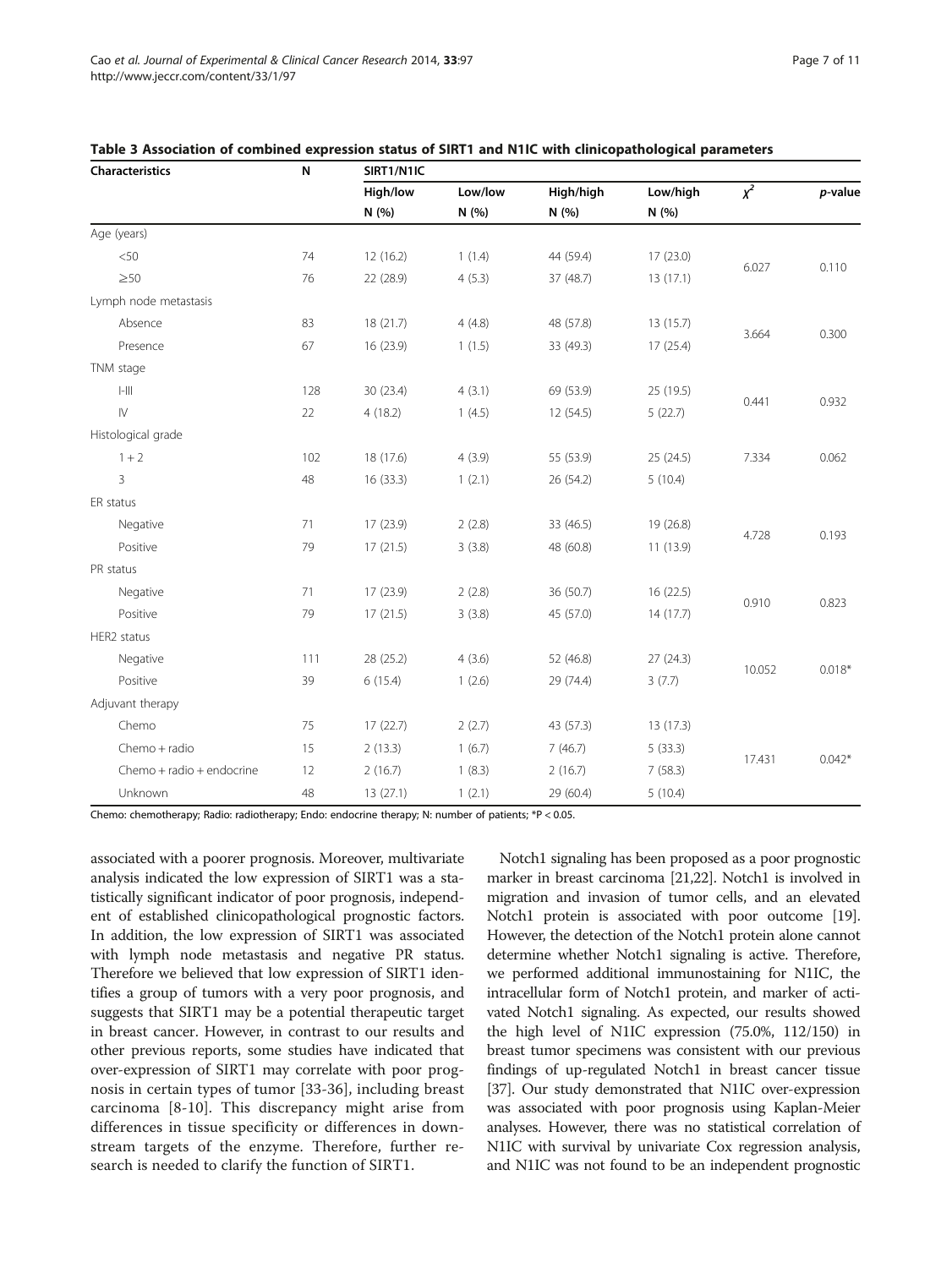**Table 3 Association of combined expression status of SIRT1 and N1IC with clinicopathological parameters**

| Characteristics | N | SIRT1/N1IC | | | | | |
|---|---|---|---|---|---|---|---|
| | | High/low | Low/low | High/high | Low/high | $\chi^2$ | *p*-value |
| | | N (%) | N (%) | N (%) | N (%) | | |
| Age (years) | | | | | | | |
| <50 | 74 | 12 (16.2) | 1 (1.4) | 44 (59.4) | 17 (23.0) | 6.027 | 0.110 |
| ≥50 | 76 | 22 (28.9) | 4 (5.3) | 37 (48.7) | 13 (17.1) | | |
| Lymph node metastasis | | | | | | | |
| Absence | 83 | 18 (21.7) | 4 (4.8) | 48 (57.8) | 13 (15.7) | 3.664 | 0.300 |
| Presence | 67 | 16 (23.9) | 1 (1.5) | 33 (49.3) | 17 (25.4) | | |
| TNM stage | | | | | | | |
| I-III | 128 | 30 (23.4) | 4 (3.1) | 69 (53.9) | 25 (19.5) | 0.441 | 0.932 |
| IV | 22 | 4 (18.2) | 1 (4.5) | 12 (54.5) | 5 (22.7) | | |
| Histological grade | | | | | | | |
| 1 + 2 | 102 | 18 (17.6) | 4 (3.9) | 55 (53.9) | 25 (24.5) | 7.334 | 0.062 |
| 3 | 48 | 16 (33.3) | 1 (2.1) | 26 (54.2) | 5 (10.4) | | |
| ER status | | | | | | | |
| Negative | 71 | 17 (23.9) | 2 (2.8) | 33 (46.5) | 19 (26.8) | 4.728 | 0.193 |
| Positive | 79 | 17 (21.5) | 3 (3.8) | 48 (60.8) | 11 (13.9) | | |
| PR status | | | | | | | |
| Negative | 71 | 17 (23.9) | 2 (2.8) | 36 (50.7) | 16 (22.5) | 0.910 | 0.823 |
| Positive | 79 | 17 (21.5) | 3 (3.8) | 45 (57.0) | 14 (17.7) | | |
| HER2 status | | | | | | | |
| Negative | 111 | 28 (25.2) | 4 (3.6) | 52 (46.8) | 27 (24.3) | 10.052 | 0.018* |
| Positive | 39 | 6 (15.4) | 1 (2.6) | 29 (74.4) | 3 (7.7) | | |
| Adjuvant therapy | | | | | | | |
| Chemo | 75 | 17 (22.7) | 2 (2.7) | 43 (57.3) | 13 (17.3) | 17.431 | 0.042* |
| Chemo + radio | 15 | 2 (13.3) | 1 (6.7) | 7 (46.7) | 5 (33.3) | | |
| Chemo + radio + endocrine | 12 | 2 (16.7) | 1 (8.3) | 2 (16.7) | 7 (58.3) | | |
| Unknown | 48 | 13 (27.1) | 1 (2.1) | 29 (60.4) | 5 (10.4) | | |

Chemo: chemotherapy; Radio: radiotherapy; Endo: endocrine therapy; N: number of patients; *P < 0.05.

associated with a poorer prognosis. Moreover, multivariate analysis indicated the low expression of SIRT1 was a statistically significant indicator of poor prognosis, independent of established clinicopathological prognostic factors. In addition, the low expression of SIRT1 was associated with lymph node metastasis and negative PR status. Therefore we believed that low expression of SIRT1 identifies a group of tumors with a very poor prognosis, and suggests that SIRT1 may be a potential therapeutic target in breast cancer. However, in contrast to our results and other previous reports, some studies have indicated that over-expression of SIRT1 may correlate with poor prognosis in certain types of tumor [33-36], including breast carcinoma [8-10]. This discrepancy might arise from differences in tissue specificity or differences in downstream targets of the enzyme. Therefore, further research is needed to clarify the function of SIRT1.

Notch1 signaling has been proposed as a poor prognostic marker in breast carcinoma [21,22]. Notch1 is involved in migration and invasion of tumor cells, and an elevated Notch1 protein is associated with poor outcome [19]. However, the detection of the Notch1 protein alone cannot determine whether Notch1 signaling is active. Therefore, we performed additional immunostaining for N1IC, the intracellular form of Notch1 protein, and marker of activated Notch1 signaling. As expected, our results showed the high level of N1IC expression (75.0%, 112/150) in breast tumor specimens was consistent with our previous findings of up-regulated Notch1 in breast cancer tissue [37]. Our study demonstrated that N1IC over-expression was associated with poor prognosis using Kaplan-Meier analyses. However, there was no statistical correlation of N1IC with survival by univariate Cox regression analysis, and N1IC was not found to be an independent prognostic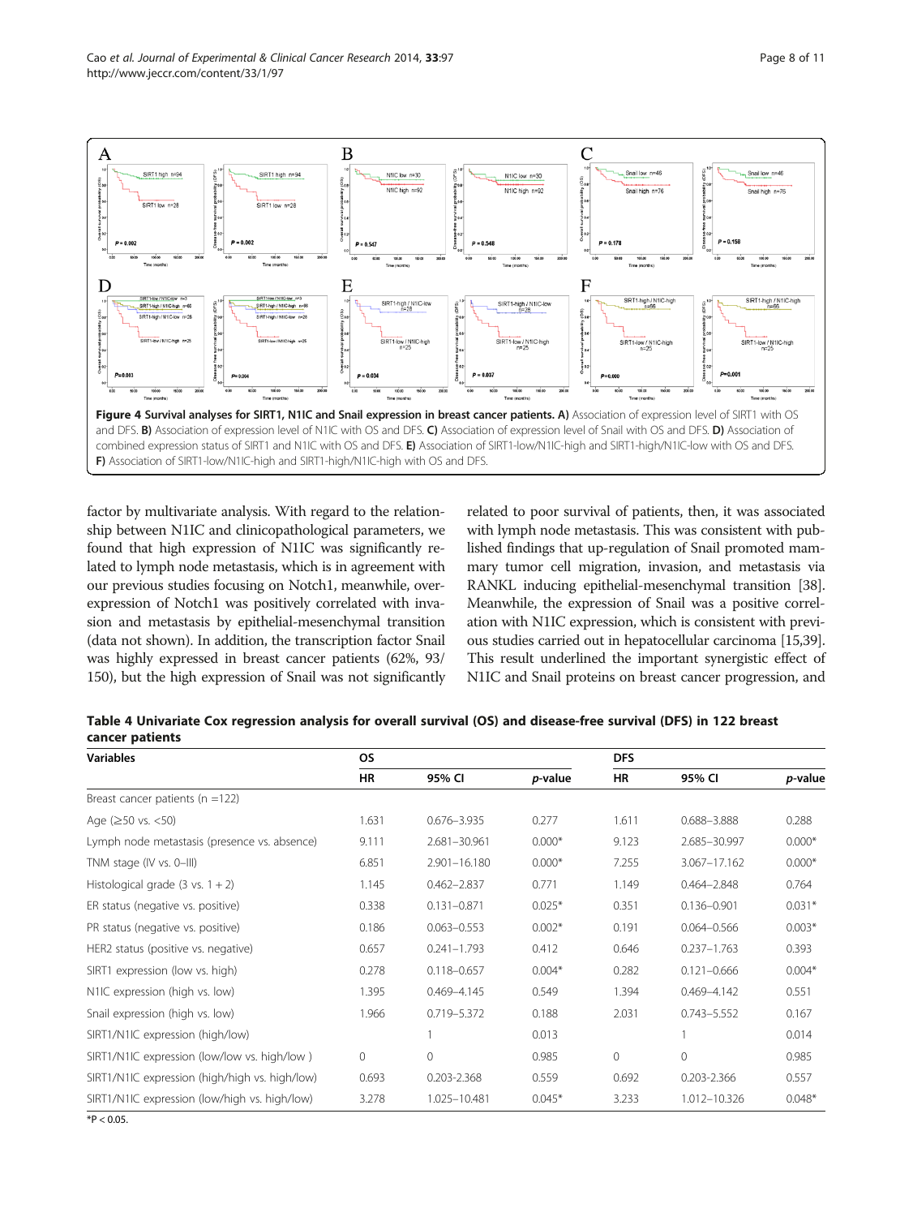**Figure 4 Survival analyses for SIRT1, N1IC and Snail expression in breast cancer patients. A)** Association of expression level of SIRT1 with OS and DFS. **B)** Association of expression level of N1IC with OS and DFS. **C)** Association of expression level of Snail with OS and DFS. **D)** Association of combined expression status of SIRT1 and N1IC with OS and DFS. **E)** Association of SIRT1-low/N1IC-high and SIRT1-high/N1IC-low with OS and DFS. **F)** Association of SIRT1-low/N1IC-high and SIRT1-high/N1IC-high with OS and DFS.

factor by multivariate analysis. With regard to the relationship between N1IC and clinicopathological parameters, we found that high expression of N1IC was significantly related to lymph node metastasis, which is in agreement with our previous studies focusing on Notch1, meanwhile, overexpression of Notch1 was positively correlated with invasion and metastasis by epithelial-mesenchymal transition (data not shown). In addition, the transcription factor Snail was highly expressed in breast cancer patients (62%, 93/150), but the high expression of Snail was not significantly related to poor survival of patients, then, it was associated with lymph node metastasis. This was consistent with published findings that up-regulation of Snail promoted mammary tumor cell migration, invasion, and metastasis via RANKL inducing epithelial-mesenchymal transition [38]. Meanwhile, the expression of Snail was a positive correlation with N1IC expression, which is consistent with previous studies carried out in hepatocellular carcinoma [15,39]. This result underlined the important synergistic effect of N1IC and Snail proteins on breast cancer progression, and

**Table 4 Univariate Cox regression analysis for overall survival (OS) and disease-free survival (DFS) in 122 breast cancer patients**

| Variables | OS | | | DFS | | |
|---|---|---|---|---|---|---|
| | HR | 95% CI | *p*-value | HR | 95% CI | *p*-value |
| Breast cancer patients (n =122) | | | | | | |
| Age (≥50 vs. <50) | 1.631 | 0.676–3.935 | 0.277 | 1.611 | 0.688–3.888 | 0.288 |
| Lymph node metastasis (presence vs. absence) | 9.111 | 2.681–30.961 | 0.000* | 9.123 | 2.685–30.997 | 0.000* |
| TNM stage (IV vs. 0–III) | 6.851 | 2.901–16.180 | 0.000* | 7.255 | 3.067–17.162 | 0.000* |
| Histological grade (3 vs. 1 + 2) | 1.145 | 0.462–2.837 | 0.771 | 1.149 | 0.464–2.848 | 0.764 |
| ER status (negative vs. positive) | 0.338 | 0.131–0.871 | 0.025* | 0.351 | 0.136–0.901 | 0.031* |
| PR status (negative vs. positive) | 0.186 | 0.063–0.553 | 0.002* | 0.191 | 0.064–0.566 | 0.003* |
| HER2 status (positive vs. negative) | 0.657 | 0.241–1.793 | 0.412 | 0.646 | 0.237–1.763 | 0.393 |
| SIRT1 expression (low vs. high) | 0.278 | 0.118–0.657 | 0.004* | 0.282 | 0.121–0.666 | 0.004* |
| N1IC expression (high vs. low) | 1.395 | 0.469–4.145 | 0.549 | 1.394 | 0.469–4.142 | 0.551 |
| Snail expression (high vs. low) | 1.966 | 0.719–5.372 | 0.188 | 2.031 | 0.743–5.552 | 0.167 |
| SIRT1/N1IC expression (high/low) | | 1 | 0.013 | | 1 | 0.014 |
| SIRT1/N1IC expression (low/low vs. high/low ) | 0 | 0 | 0.985 | 0 | 0 | 0.985 |
| SIRT1/N1IC expression (high/high vs. high/low) | 0.693 | 0.203-2.368 | 0.559 | 0.692 | 0.203-2.366 | 0.557 |
| SIRT1/N1IC expression (low/high vs. high/low) | 3.278 | 1.025–10.481 | 0.045* | 3.233 | 1.012–10.326 | 0.048* |

*P < 0.05.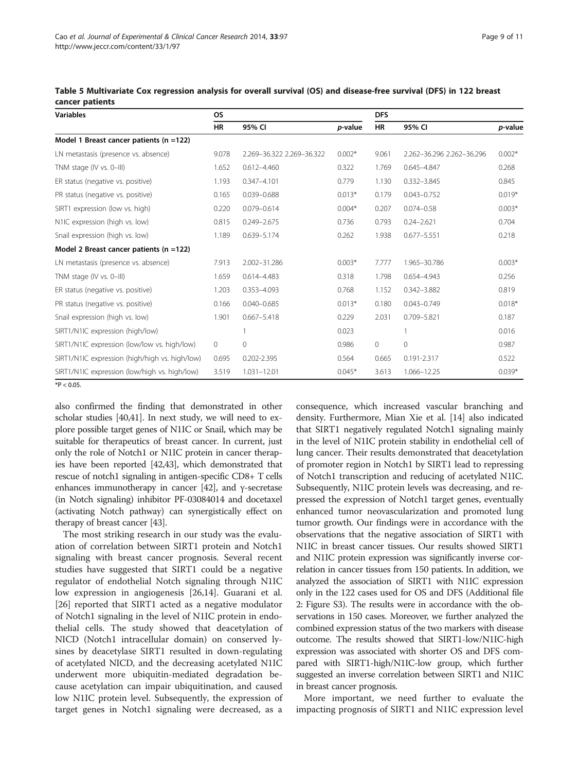**Table 5 Multivariate Cox regression analysis for overall survival (OS) and disease-free survival (DFS) in 122 breast cancer patients**

| Variables | OS | | | DFS | | |
|---|---|---|---|---|---|---|
| | HR | 95% CI | *p*-value | HR | 95% CI | *p*-value |
| **Model 1 Breast cancer patients (n =122)** | | | | | | |
| LN metastasis (presence vs. absence) | 9.078 | 2.269–36.322 2.269–36.322 | 0.002* | 9.061 | 2.262–36.296 2.262–36.296 | 0.002* |
| TNM stage (IV vs. 0–III) | 1.652 | 0.612–4.460 | 0.322 | 1.769 | 0.645–4.847 | 0.268 |
| ER status (negative vs. positive) | 1.193 | 0.347–4.101 | 0.779 | 1.130 | 0.332–3.845 | 0.845 |
| PR status (negative vs. positive) | 0.165 | 0.039–0.688 | 0.013* | 0.179 | 0.043–0.752 | 0.019* |
| SIRT1 expression (low vs. high) | 0.220 | 0.079–0.614 | 0.004* | 0.207 | 0.074–0.58 | 0.003* |
| N1IC expression (high vs. low) | 0.815 | 0.249–2.675 | 0.736 | 0.793 | 0.24–2.621 | 0.704 |
| Snail expression (high vs. low) | 1.189 | 0.639–5.174 | 0.262 | 1.938 | 0.677–5.551 | 0.218 |
| **Model 2 Breast cancer patients (n =122)** | | | | | | |
| LN metastasis (presence vs. absence) | 7.913 | 2.002–31.286 | 0.003* | 7.777 | 1.965–30.786 | 0.003* |
| TNM stage (IV vs. 0–III) | 1.659 | 0.614–4.483 | 0.318 | 1.798 | 0.654–4.943 | 0.256 |
| ER status (negative vs. positive) | 1.203 | 0.353–4.093 | 0.768 | 1.152 | 0.342–3.882 | 0.819 |
| PR status (negative vs. positive) | 0.166 | 0.040–0.685 | 0.013* | 0.180 | 0.043–0.749 | 0.018* |
| Snail expression (high vs. low) | 1.901 | 0.667–5.418 | 0.229 | 2.031 | 0.709–5.821 | 0.187 |
| SIRT1/N1IC expression (high/low) | | 1 | 0.023 | | 1 | 0.016 |
| SIRT1/N1IC expression (low/low vs. high/low) | 0 | 0 | 0.986 | 0 | 0 | 0.987 |
| SIRT1/N1IC expression (high/high vs. high/low) | 0.695 | 0.202-2.395 | 0.564 | 0.665 | 0.191-2.317 | 0.522 |
| SIRT1/N1IC expression (low/high vs. high/low) | 3.519 | 1.031–12.01 | 0.045* | 3.613 | 1.066–12.25 | 0.039* |

*P < 0.05.

also confirmed the finding that demonstrated in other scholar studies [40,41]. In next study, we will need to explore possible target genes of N1IC or Snail, which may be suitable for therapeutics of breast cancer. In current, just only the role of Notch1 or N1IC protein in cancer therapies have been reported [42,43], which demonstrated that rescue of notch1 signaling in antigen-specific CD8+ T cells enhances immunotherapy in cancer [42], and γ-secretase (in Notch signaling) inhibitor PF-03084014 and docetaxel (activating Notch pathway) can synergistically effect on therapy of breast cancer [43].

The most striking research in our study was the evaluation of correlation between SIRT1 protein and Notch1 signaling with breast cancer prognosis. Several recent studies have suggested that SIRT1 could be a negative regulator of endothelial Notch signaling through N1IC low expression in angiogenesis [26,14]. Guarani et al. [26] reported that SIRT1 acted as a negative modulator of Notch1 signaling in the level of N1IC protein in endothelial cells. The study showed that deacetylation of NICD (Notch1 intracellular domain) on conserved lysines by deacetylase SIRT1 resulted in down-regulating of acetylated NICD, and the decreasing acetylated N1IC underwent more ubiquitin-mediated degradation because acetylation can impair ubiquitination, and caused low N1IC protein level. Subsequently, the expression of target genes in Notch1 signaling were decreased, as a consequence, which increased vascular branching and density. Furthermore, Mian Xie et al. [14] also indicated that SIRT1 negatively regulated Notch1 signaling mainly in the level of N1IC protein stability in endothelial cell of lung cancer. Their results demonstrated that deacetylation of promoter region in Notch1 by SIRT1 lead to repressing of Notch1 transcription and reducing of acetylated N1IC. Subsequently, N1IC protein levels was decreasing, and repressed the expression of Notch1 target genes, eventually enhanced tumor neovascularization and promoted lung tumor growth. Our findings were in accordance with the observations that the negative association of SIRT1 with N1IC in breast cancer tissues. Our results showed SIRT1 and N1IC protein expression was significantly inverse correlation in cancer tissues from 150 patients. In addition, we analyzed the association of SIRT1 with N1IC expression only in the 122 cases used for OS and DFS (Additional file 2: Figure S3). The results were in accordance with the observations in 150 cases. Moreover, we further analyzed the combined expression status of the two markers with disease outcome. The results showed that SIRT1-low/N1IC-high expression was associated with shorter OS and DFS compared with SIRT1-high/N1IC-low group, which further suggested an inverse correlation between SIRT1 and N1IC in breast cancer prognosis.

More important, we need further to evaluate the impacting prognosis of SIRT1 and N1IC expression level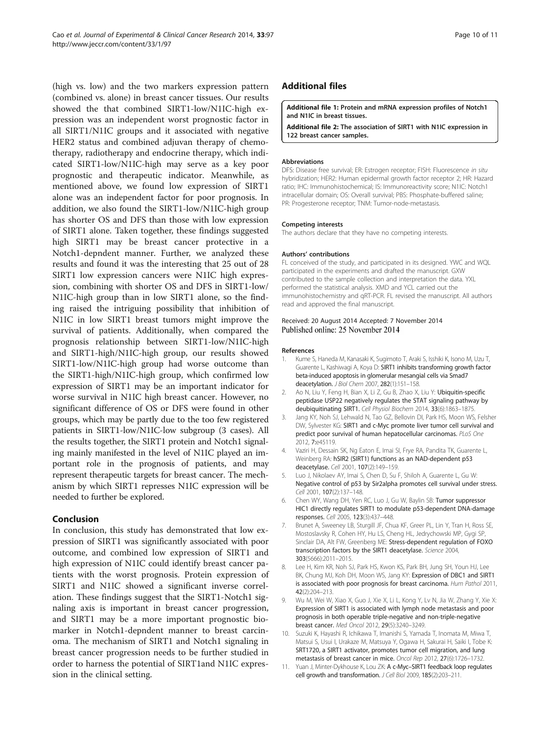(high vs. low) and the two markers expression pattern (combined vs. alone) in breast cancer tissues. Our results showed the that combined SIRT1-low/N1IC-high expression was an independent worst prognostic factor in all SIRT1/N1IC groups and it associated with negative HER2 status and combined adjuvan therapy of chemotherapy, radiotherapy and endocrine therapy, which indicated SIRT1-low/N1IC-high may serve as a key poor prognostic and therapeutic indicator. Meanwhile, as mentioned above, we found low expression of SIRT1 alone was an independent factor for poor prognosis. In addition, we also found the SIRT1-low/N1IC-high group has shorter OS and DFS than those with low expression of SIRT1 alone. Taken together, these findings suggested high SIRT1 may be breast cancer protective in a Notch1-depndent manner. Further, we analyzed these results and found it was the interesting that 25 out of 28 SIRT1 low expression cancers were N1IC high expression, combining with shorter OS and DFS in SIRT1-low/N1IC-high group than in low SIRT1 alone, so the finding raised the intriguing possibility that inhibition of N1IC in low SIRT1 breast tumors might improve the survival of patients. Additionally, when compared the prognosis relationship between SIRT1-low/N1IC-high and SIRT1-high/N1IC-high group, our results showed SIRT1-low/N1IC-high group had worse outcome than the SIRT1-high/N1IC-high group, which confirmed low expression of SIRT1 may be an important indicator for worse survival in N1IC high breast cancer. However, no significant difference of OS or DFS were found in other groups, which may be partly due to the too few registered patients in SIRT1-low/N1IC-low subgroup (3 cases). All the results together, the SIRT1 protein and Notch1 signaling mainly manifested in the level of N1IC played an important role in the prognosis of patients, and may represent therapeutic targets for breast cancer. The mechanism by which SIRT1 represses N1IC expression will be needed to further be explored.

## Conclusion

In conclusion, this study has demonstrated that low expression of SIRT1 was significantly associated with poor outcome, and combined low expression of SIRT1 and high expression of N1IC could identify breast cancer patients with the worst prognosis. Protein expression of SIRT1 and N1IC showed a significant inverse correlation. These findings suggest that the SIRT1-Notch1 signaling axis is important in breast cancer progression, and SIRT1 may be a more important prognostic biomarker in Notch1-depndent manner to breast carcinoma. The mechanism of SIRT1 and Notch1 signaling in breast cancer progression needs to be further studied in order to harness the potential of SIRT1and N1IC expression in the clinical setting.

## Additional files

**Additional file 1: Protein and mRNA expression profiles of Notch1 and N1IC in breast tissues.**

**Additional file 2: The association of SIRT1 with N1IC expression in 122 breast cancer samples.**

#### Abbreviations

DFS: Disease free survival; ER: Estrogen receptor; FISH: Fluorescence *in situ* hybridization; HER2: Human epidermal growth factor receptor 2; HR: Hazard ratio; IHC: Immunohistochemical; IS: Immunoreactivity score; N1IC: Notch1 intracellular domain; OS: Overall survival; PBS: Phosphate-buffered saline; PR: Progesterone receptor; TNM: Tumor-node-metastasis.

#### Competing interests

The authors declare that they have no competing interests.

#### Authors' contributions

FL conceived of the study, and participated in its designed. YWC and WQL participated in the experiments and drafted the manuscript. GXW contributed to the sample collection and interpretation the data. YXL performed the statistical analysis. XMD and YCL carried out the immunohistochemistry and qRT-PCR. FL revised the manuscript. All authors read and approved the final manuscript.

Received: 20 August 2014 Accepted: 7 November 2014
Published online: 25 November 2014

#### References

1. Kume S, Haneda M, Kanasaki K, Sugimoto T, Araki S, Isshiki K, Isono M, Uzu T, Guarente L, Kashiwagi A, Koya D: **SIRT1 inhibits transforming growth factor beta-induced apoptosis in glomerular mesangial cells via Smad7 deacetylation.** *J Biol Chem* 2007, **282**(1):151–158.
2. Ao N, Liu Y, Feng H, Bian X, Li Z, Gu B, Zhao X, Liu Y: **Ubiquitin-specific peptidase USP22 negatively regulates the STAT signaling pathway by deubiquitinating SIRT1.** *Cell Physiol Biochem* 2014, **33**(6):1863–1875.
3. Jang KY, Noh SJ, Lehwald N, Tao GZ, Bellovin DI, Park HS, Moon WS, Felsher DW, Sylvester KG: **SIRT1 and c-Myc promote liver tumor cell survival and predict poor survival of human hepatocellular carcinomas.** *PLoS One* 2012, **7**:e45119.
4. Vaziri H, Dessain SK, Ng Eaton E, Imai SI, Frye RA, Pandita TK, Guarente L, Weinberg RA: **hSIR2 (SIRT1) functions as an NAD-dependent p53 deacetylase.** *Cell* 2001, **107**(2):149–159.
5. Luo J, Nikolaev AY, Imai S, Chen D, Su F, Shiloh A, Guarente L, Gu W: **Negative control of p53 by Sir2alpha promotes cell survival under stress.** *Cell* 2001, **107**(2):137–148.
6. Chen WY, Wang DH, Yen RC, Luo J, Gu W, Baylin SB: **Tumor suppressor HIC1 directly regulates SIRT1 to modulate p53-dependent DNA-damage responses.** *Cell* 2005, **123**(3):437–448.
7. Brunet A, Sweeney LB, Sturgill JF, Chua KF, Greer PL, Lin Y, Tran H, Ross SE, Mostoslavsky R, Cohen HY, Hu LS, Cheng HL, Jedrychowski MP, Gygi SP, Sinclair DA, Alt FW, Greenberg ME: **Stress-dependent regulation of FOXO transcription factors by the SIRT1 deacetylase.** *Science* 2004, **303**(5666):2011–2015.
8. Lee H, Kim KR, Noh SJ, Park HS, Kwon KS, Park BH, Jung SH, Youn HJ, Lee BK, Chung MJ, Koh DH, Moon WS, Jang KY: **Expression of DBC1 and SIRT1 is associated with poor prognosis for breast carcinoma.** *Hum Pathol* 2011, **42**(2):204–213.
9. Wu M, Wei W, Xiao X, Guo J, Xie X, Li L, Kong Y, Lv N, Jia W, Zhang Y, Xie X: **Expression of SIRT1 is associated with lymph node metastasis and poor prognosis in both operable triple-negative and non-triple-negative breast cancer.** *Med Oncol* 2012, **29**(5):3240–3249.
10. Suzuki K, Hayashi R, Ichikawa T, Imanishi S, Yamada T, Inomata M, Miwa T, Matsui S, Usui I, Urakaze M, Matsuya Y, Ogawa H, Sakurai H, Saiki I, Tobe K: **SRT1720, a SIRT1 activator, promotes tumor cell migration, and lung metastasis of breast cancer in mice.** *Oncol Rep* 2012, **27**(6):1726–1732.
11. Yuan J, Minter-Dykhouse K, Lou ZK: **A c-Myc–SIRT1 feedback loop regulates cell growth and transformation.** *J Cell Biol* 2009, **185**(2):203–211.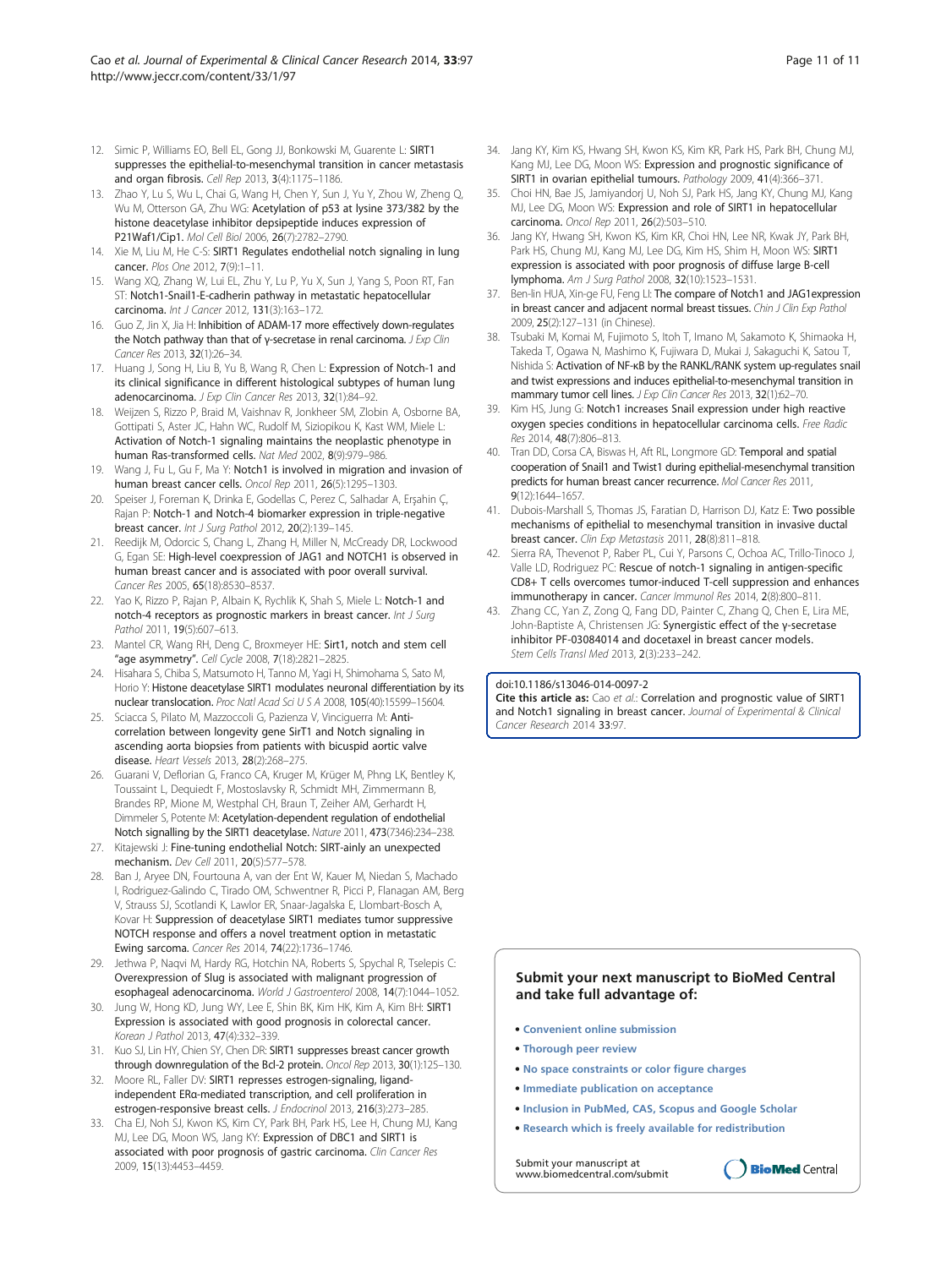12. Simic P, Williams EO, Bell EL, Gong JJ, Bonkowski M, Guarente L: SIRT1 suppresses the epithelial-to-mesenchymal transition in cancer metastasis and organ fibrosis. *Cell Rep* 2013, 3(4):1175–1186.
13. Zhao Y, Lu S, Wu L, Chai G, Wang H, Chen Y, Sun J, Yu Y, Zhou W, Zheng Q, Wu M, Otterson GA, Zhu WG: Acetylation of p53 at lysine 373/382 by the histone deacetylase inhibitor depsipeptide induces expression of P21Waf1/Cip1. *Mol Cell Biol* 2006, 26(7):2782–2790.
14. Xie M, Liu M, He C-S: SIRT1 Regulates endothelial notch signaling in lung cancer. *Plos One* 2012, 7(9):1–11.
15. Wang XQ, Zhang W, Lui EL, Zhu Y, Lu P, Yu X, Sun J, Yang S, Poon RT, Fan ST: Notch1-Snail1-E-cadherin pathway in metastatic hepatocellular carcinoma. *Int J Cancer* 2012, 131(3):163–172.
16. Guo Z, Jin X, Jia H: Inhibition of ADAM-17 more effectively down-regulates the Notch pathway than that of γ-secretase in renal carcinoma. *J Exp Clin Cancer Res* 2013, 32(1):26–34.
17. Huang J, Song H, Liu B, Yu B, Wang R, Chen L: Expression of Notch-1 and its clinical significance in different histological subtypes of human lung adenocarcinoma. *J Exp Clin Cancer Res* 2013, 32(1):84–92.
18. Weijzen S, Rizzo P, Braid M, Vaishnav R, Jonkheer SM, Zlobin A, Osborne BA, Gottipati S, Aster JC, Hahn WC, Rudolf M, Siziopikou K, Kast WM, Miele L: Activation of Notch-1 signaling maintains the neoplastic phenotype in human Ras-transformed cells. *Nat Med* 2002, 8(9):979–986.
19. Wang J, Fu L, Gu F, Ma Y: Notch1 is involved in migration and invasion of human breast cancer cells. *Oncol Rep* 2011, 26(5):1295–1303.
20. Speiser J, Foreman K, Drinka E, Godellas C, Perez C, Salhadar A, Erşahin Ç, Rajan P: Notch-1 and Notch-4 biomarker expression in triple-negative breast cancer. *Int J Surg Pathol* 2012, 20(2):139–145.
21. Reedijk M, Odorcic S, Chang L, Zhang H, Miller N, McCready DR, Lockwood G, Egan SE: High-level coexpression of JAG1 and NOTCH1 is observed in human breast cancer and is associated with poor overall survival. *Cancer Res* 2005, 65(18):8530–8537.
22. Yao K, Rizzo P, Rajan P, Albain K, Rychlik K, Shah S, Miele L: Notch-1 and notch-4 receptors as prognostic markers in breast cancer. *Int J Surg Pathol* 2011, 19(5):607–613.
23. Mantel CR, Wang RH, Deng C, Broxmeyer HE: Sirt1, notch and stem cell "age asymmetry". *Cell Cycle* 2008, 7(18):2821–2825.
24. Hisahara S, Chiba S, Matsumoto H, Tanno M, Yagi H, Shimohama S, Sato M, Horio Y: Histone deacetylase SIRT1 modulates neuronal differentiation by its nuclear translocation. *Proc Natl Acad Sci U S A* 2008, 105(40):15599–15604.
25. Sciacca S, Pilato M, Mazzoccoli G, Pazienza V, Vinciguerra M: Anti-correlation between longevity gene SirT1 and Notch signaling in ascending aorta biopsies from patients with bicuspid aortic valve disease. *Heart Vessels* 2013, 28(2):268–275.
26. Guarani V, Deflorian G, Franco CA, Kruger M, Krüger M, Phng LK, Bentley K, Toussaint L, Dequiedt F, Mostoslavsky R, Schmidt MH, Zimmermann B, Brandes RP, Mione M, Westphal CH, Braun T, Zeiher AM, Gerhardt H, Dimmeler S, Potente M: Acetylation-dependent regulation of endothelial Notch signalling by the SIRT1 deacetylase. *Nature* 2011, 473(7346):234–238.
27. Kitajewski J: Fine-tuning endothelial Notch: SIRT-ainly an unexpected mechanism. *Dev Cell* 2011, 20(5):577–578.
28. Ban J, Aryee DN, Fourtouna A, van der Ent W, Kauer M, Niedan S, Machado I, Rodriguez-Galindo C, Tirado OM, Schwentner R, Picci P, Flanagan AM, Berg V, Strauss SJ, Scotlandi K, Lawlor ER, Snaar-Jagalska E, Llombart-Bosch A, Kovar H: Suppression of deacetylase SIRT1 mediates tumor suppressive NOTCH response and offers a novel treatment option in metastatic Ewing sarcoma. *Cancer Res* 2014, 74(22):1736–1746.
29. Jethwa P, Naqvi M, Hardy RG, Hotchin NA, Roberts S, Spychal R, Tselepis C: Overexpression of Slug is associated with malignant progression of esophageal adenocarcinoma. *World J Gastroenterol* 2008, 14(7):1044–1052.
30. Jung W, Hong KD, Jung WY, Lee E, Shin BK, Kim HK, Kim A, Kim BH: SIRT1 Expression is associated with good prognosis in colorectal cancer. *Korean J Pathol* 2013, 47(4):332–339.
31. Kuo SJ, Lin HY, Chien SY, Chen DR: SIRT1 suppresses breast cancer growth through downregulation of the Bcl-2 protein. *Oncol Rep* 2013, 30(1):125–130.
32. Moore RL, Faller DV: SIRT1 represses estrogen-signaling, ligand-independent ERα-mediated transcription, and cell proliferation in estrogen-responsive breast cells. *J Endocrinol* 2013, 216(3):273–285.
33. Cha EJ, Noh SJ, Kwon KS, Kim CY, Park BH, Park HS, Lee H, Chung MJ, Kang MJ, Lee DG, Moon WS, Jang KY: Expression of DBC1 and SIRT1 is associated with poor prognosis of gastric carcinoma. *Clin Cancer Res* 2009, 15(13):4453–4459.
34. Jang KY, Kim KS, Hwang SH, Kwon KS, Kim KR, Park HS, Park BH, Chung MJ, Kang MJ, Lee DG, Moon WS: Expression and prognostic significance of SIRT1 in ovarian epithelial tumours. *Pathology* 2009, 41(4):366–371.
35. Choi HN, Bae JS, Jamiyandorj U, Noh SJ, Park HS, Jang KY, Chung MJ, Kang MJ, Lee DG, Moon WS: Expression and role of SIRT1 in hepatocellular carcinoma. *Oncol Rep* 2011, 26(2):503–510.
36. Jang KY, Hwang SH, Kwon KS, Kim KR, Choi HN, Lee NR, Kwak JY, Park BH, Park HS, Chung MJ, Kang MJ, Lee DG, Kim HS, Shim H, Moon WS: SIRT1 expression is associated with poor prognosis of diffuse large B-cell lymphoma. *Am J Surg Pathol* 2008, 32(10):1523–1531.
37. Ben-lin HUA, Xin-ge FU, Feng LI: The compare of Notch1 and JAG1expression in breast cancer and adjacent normal breast tissues. *Chin J Clin Exp Pathol* 2009, 25(2):127–131 (in Chinese).
38. Tsubaki M, Komai M, Fujimoto S, Itoh T, Imano M, Sakamoto K, Shimaoka H, Takeda T, Ogawa N, Mashimo K, Fujiwara D, Mukai J, Sakaguchi K, Satou T, Nishida S: Activation of NF-κB by the RANKL/RANK system up-regulates snail and twist expressions and induces epithelial-to-mesenchymal transition in mammary tumor cell lines. *J Exp Clin Cancer Res* 2013, 32(1):62–70.
39. Kim HS, Jung G: Notch1 increases Snail expression under high reactive oxygen species conditions in hepatocellular carcinoma cells. *Free Radic Res* 2014, 48(7):806–813.
40. Tran DD, Corsa CA, Biswas H, Aft RL, Longmore GD: Temporal and spatial cooperation of Snail1 and Twist1 during epithelial-mesenchymal transition predicts for human breast cancer recurrence. *Mol Cancer Res* 2011, 9(12):1644–1657.
41. Dubois-Marshall S, Thomas JS, Faratian D, Harrison DJ, Katz E: Two possible mechanisms of epithelial to mesenchymal transition in invasive ductal breast cancer. *Clin Exp Metastasis* 2011, 28(8):811–818.
42. Sierra RA, Thevenot P, Raber PL, Cui Y, Parsons C, Ochoa AC, Trillo-Tinoco J, Valle LD, Rodriguez PC: Rescue of notch-1 signaling in antigen-specific CD8+ T cells overcomes tumor-induced T-cell suppression and enhances immunotherapy in cancer. *Cancer Immunol Res* 2014, 2(8):800–811.
43. Zhang CC, Yan Z, Zong Q, Fang DD, Painter C, Zhang Q, Chen E, Lira ME, John-Baptiste A, Christensen JG: Synergistic effect of the γ-secretase inhibitor PF-03084014 and docetaxel in breast cancer models. *Stem Cells Transl Med* 2013, 2(3):233–242.

doi:10.1186/s13046-014-0097-2

**Cite this article as:** Cao *et al.*: Correlation and prognostic value of SIRT1 and Notch1 signaling in breast cancer. *Journal of Experimental & Clinical Cancer Research* 2014 33:97.

**Submit your next manuscript to BioMed Central and take full advantage of:**

- Convenient online submission
- Thorough peer review
- No space constraints or color figure charges
- Immediate publication on acceptance
- Inclusion in PubMed, CAS, Scopus and Google Scholar
- Research which is freely available for redistribution

Submit your manuscript at www.biomedcentral.com/submit

BioMed Central